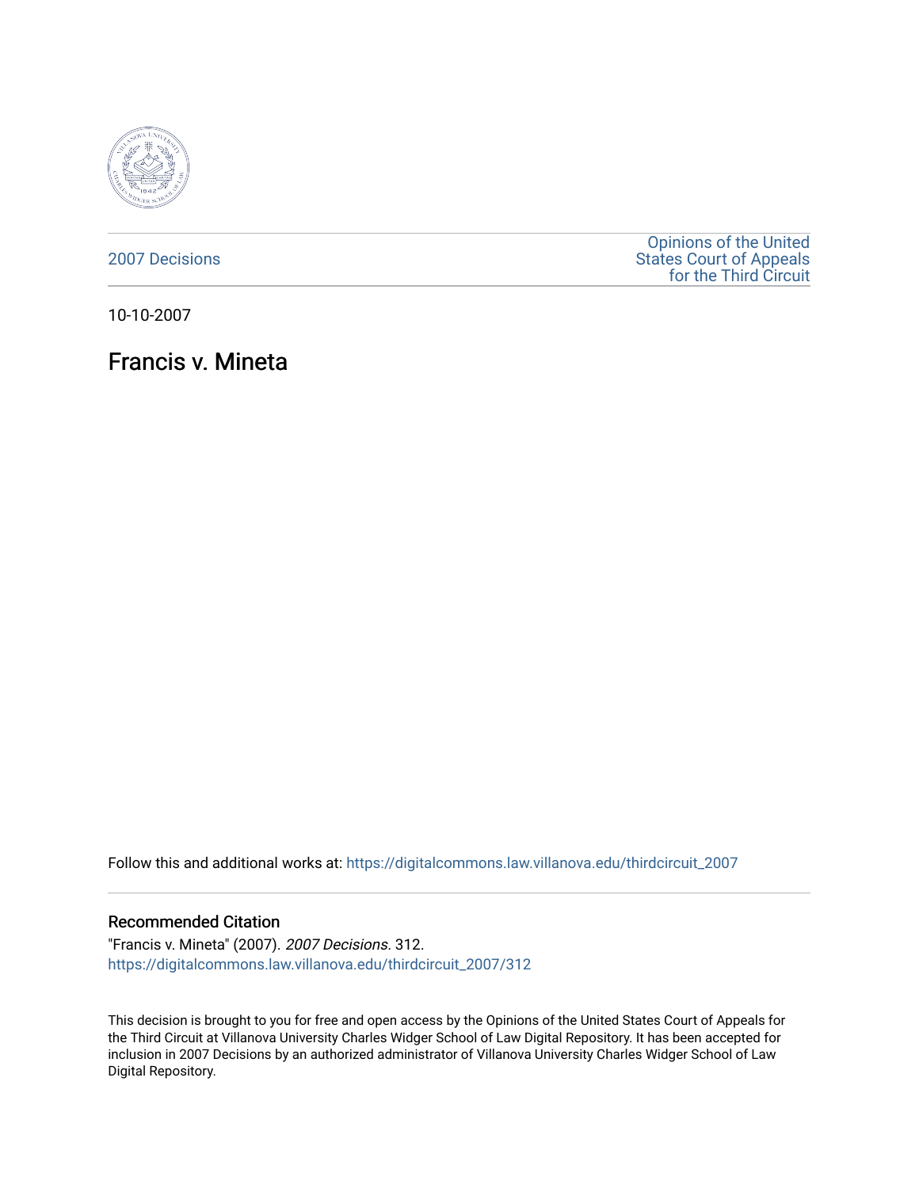2007 Decisions

Opinions of the United States Court of Appeals for the Third Circuit

10-10-2007

# Francis v. Mineta

Follow this and additional works at: https://digitalcommons.law.villanova.edu/thirdcircuit_2007

## Recommended Citation

"Francis v. Mineta" (2007). *2007 Decisions*. 312.
https://digitalcommons.law.villanova.edu/thirdcircuit_2007/312

This decision is brought to you for free and open access by the Opinions of the United States Court of Appeals for the Third Circuit at Villanova University Charles Widger School of Law Digital Repository. It has been accepted for inclusion in 2007 Decisions by an authorized administrator of Villanova University Charles Widger School of Law Digital Repository.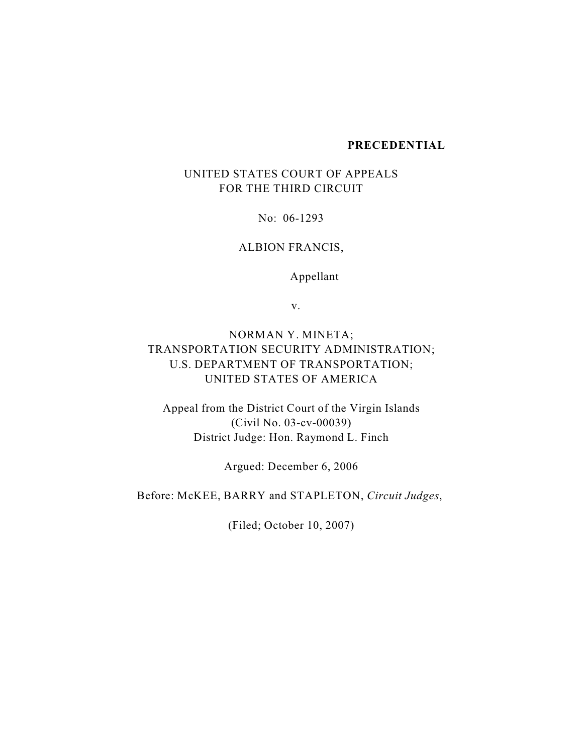**PRECEDENTIAL**

UNITED STATES COURT OF APPEALS
FOR THE THIRD CIRCUIT

No: 06-1293

ALBION FRANCIS,

Appellant

v.

NORMAN Y. MINETA;
TRANSPORTATION SECURITY ADMINISTRATION;
U.S. DEPARTMENT OF TRANSPORTATION;
UNITED STATES OF AMERICA

Appeal from the District Court of the Virgin Islands
(Civil No. 03-cv-00039)
District Judge: Hon. Raymond L. Finch

Argued: December 6, 2006

Before: McKEE, BARRY and STAPLETON, *Circuit Judges*,

(Filed; October 10, 2007)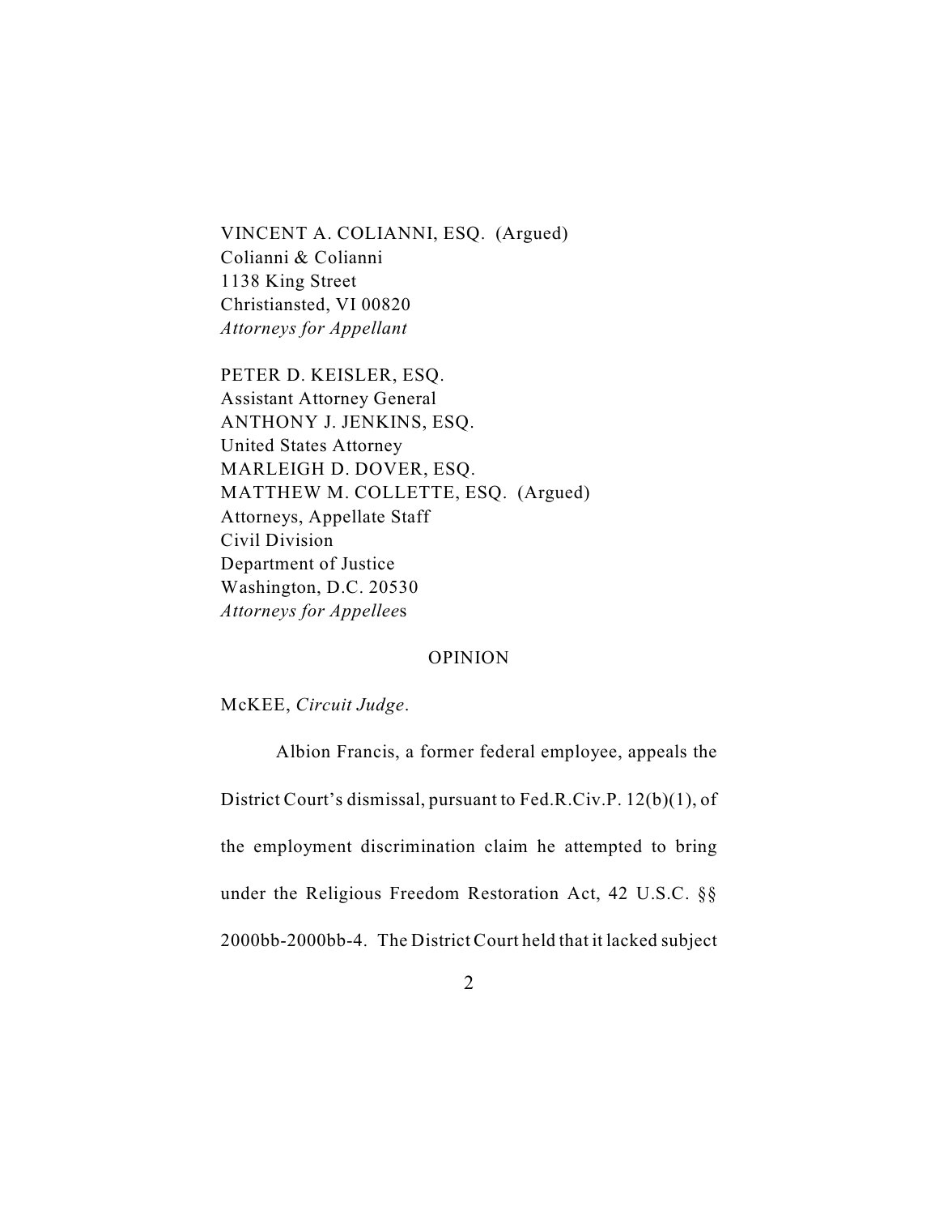VINCENT A. COLIANNI, ESQ. (Argued)
Colianni & Colianni
1138 King Street
Christiansted, VI 00820
*Attorneys for Appellant*

PETER D. KEISLER, ESQ.
Assistant Attorney General
ANTHONY J. JENKINS, ESQ.
United States Attorney
MARLEIGH D. DOVER, ESQ.
MATTHEW M. COLLETTE, ESQ. (Argued)
Attorneys, Appellate Staff
Civil Division
Department of Justice
Washington, D.C. 20530
*Attorneys for Appellees*

OPINION

McKEE, *Circuit Judge*.

Albion Francis, a former federal employee, appeals the District Court's dismissal, pursuant to Fed.R.Civ.P. 12(b)(1), of the employment discrimination claim he attempted to bring under the Religious Freedom Restoration Act, 42 U.S.C. §§ 2000bb-2000bb-4. The District Court held that it lacked subject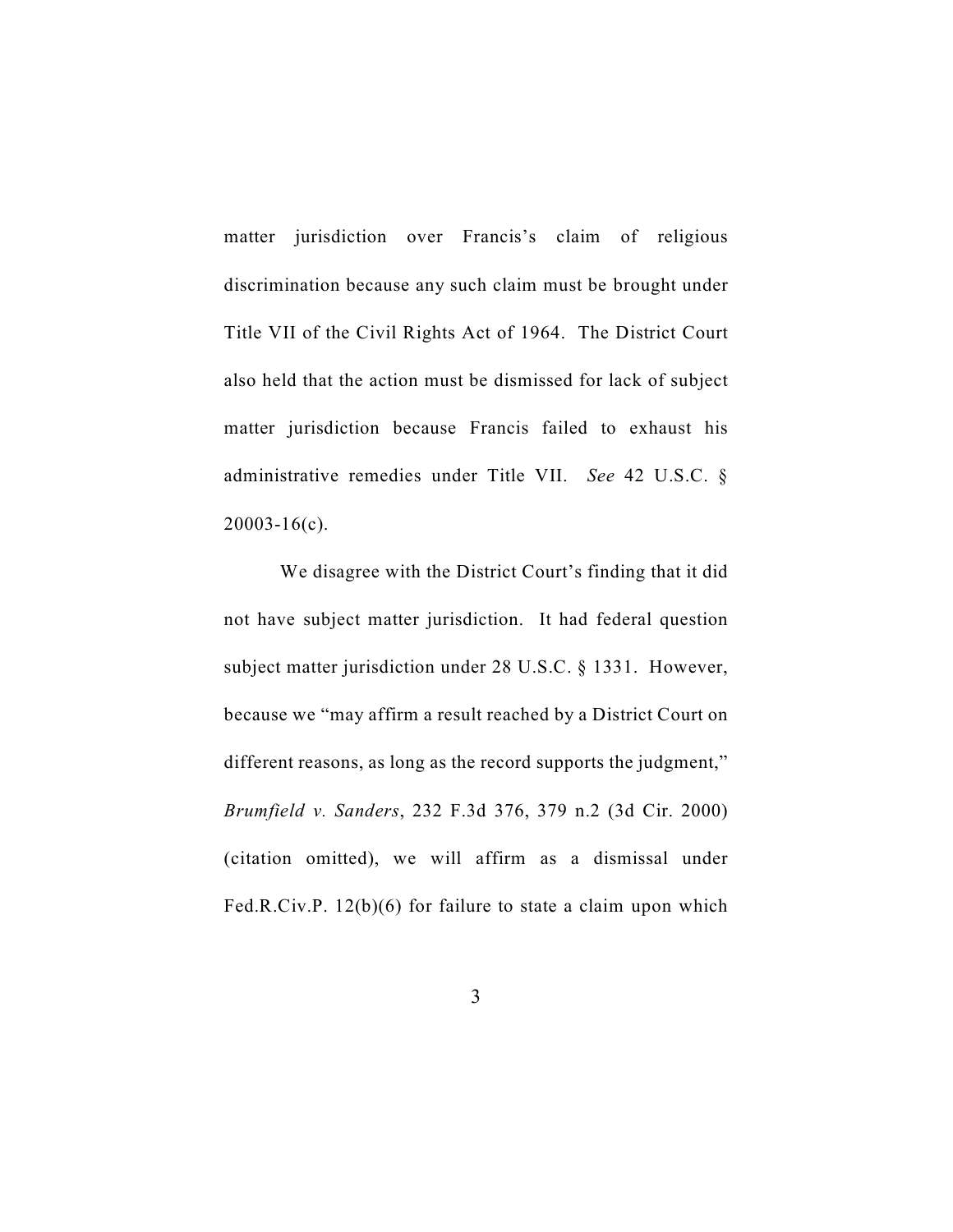matter jurisdiction over Francis's claim of religious discrimination because any such claim must be brought under Title VII of the Civil Rights Act of 1964. The District Court also held that the action must be dismissed for lack of subject matter jurisdiction because Francis failed to exhaust his administrative remedies under Title VII. *See* 42 U.S.C. § 20003-16(c).

We disagree with the District Court's finding that it did not have subject matter jurisdiction. It had federal question subject matter jurisdiction under 28 U.S.C. § 1331. However, because we "may affirm a result reached by a District Court on different reasons, as long as the record supports the judgment," *Brumfield v. Sanders*, 232 F.3d 376, 379 n.2 (3d Cir. 2000) (citation omitted), we will affirm as a dismissal under Fed.R.Civ.P. 12(b)(6) for failure to state a claim upon which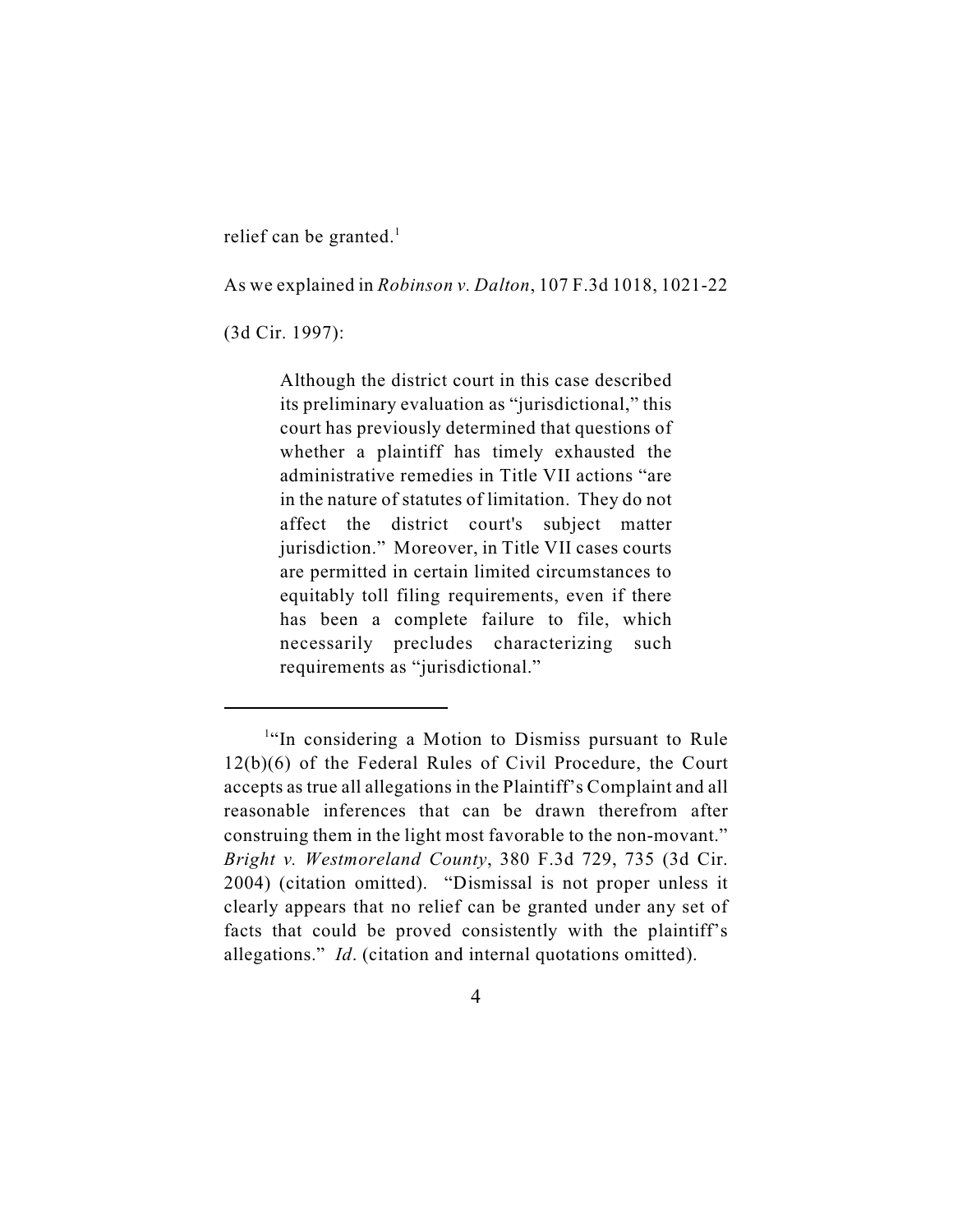relief can be granted.[1]

As we explained in *Robinson v. Dalton*, 107 F.3d 1018, 1021-22 (3d Cir. 1997):

> Although the district court in this case described its preliminary evaluation as "jurisdictional," this court has previously determined that questions of whether a plaintiff has timely exhausted the administrative remedies in Title VII actions "are in the nature of statutes of limitation. They do not affect the district court's subject matter jurisdiction." Moreover, in Title VII cases courts are permitted in certain limited circumstances to equitably toll filing requirements, even if there has been a complete failure to file, which necessarily precludes characterizing such requirements as "jurisdictional."

---

[1] "In considering a Motion to Dismiss pursuant to Rule 12(b)(6) of the Federal Rules of Civil Procedure, the Court accepts as true all allegations in the Plaintiff's Complaint and all reasonable inferences that can be drawn therefrom after construing them in the light most favorable to the non-movant." *Bright v. Westmoreland County*, 380 F.3d 729, 735 (3d Cir. 2004) (citation omitted). "Dismissal is not proper unless it clearly appears that no relief can be granted under any set of facts that could be proved consistently with the plaintiff's allegations." *Id*. (citation and internal quotations omitted).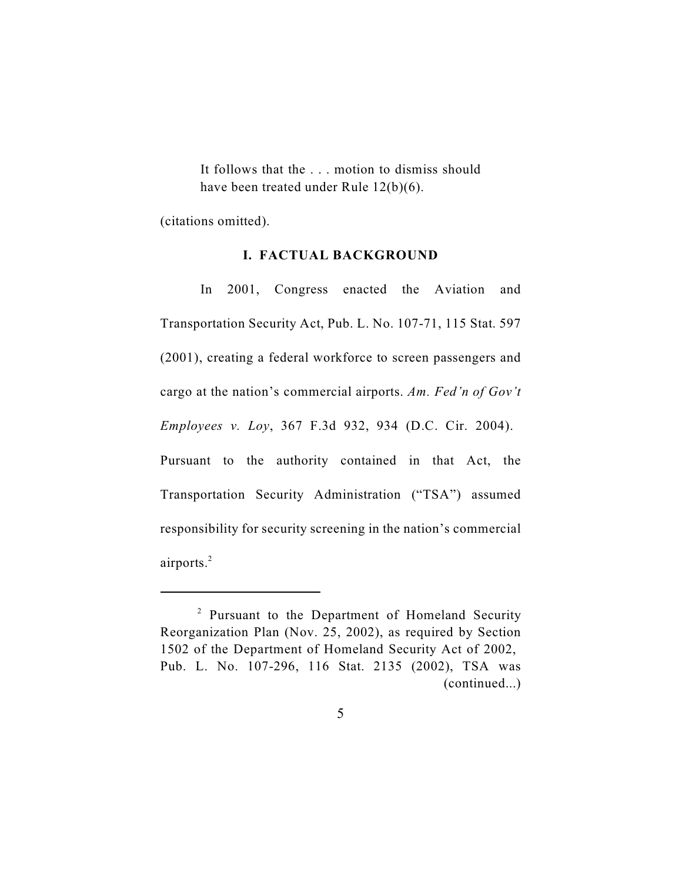> It follows that the . . . motion to dismiss should have been treated under Rule 12(b)(6).

(citations omitted).

## I. FACTUAL BACKGROUND

In 2001, Congress enacted the Aviation and Transportation Security Act, Pub. L. No. 107-71, 115 Stat. 597 (2001), creating a federal workforce to screen passengers and cargo at the nation's commercial airports. *Am. Fed'n of Gov't Employees v. Loy*, 367 F.3d 932, 934 (D.C. Cir. 2004). Pursuant to the authority contained in that Act, the Transportation Security Administration ("TSA") assumed responsibility for security screening in the nation's commercial airports.[2]

---

[2] Pursuant to the Department of Homeland Security Reorganization Plan (Nov. 25, 2002), as required by Section 1502 of the Department of Homeland Security Act of 2002, Pub. L. No. 107-296, 116 Stat. 2135 (2002), TSA was (continued...)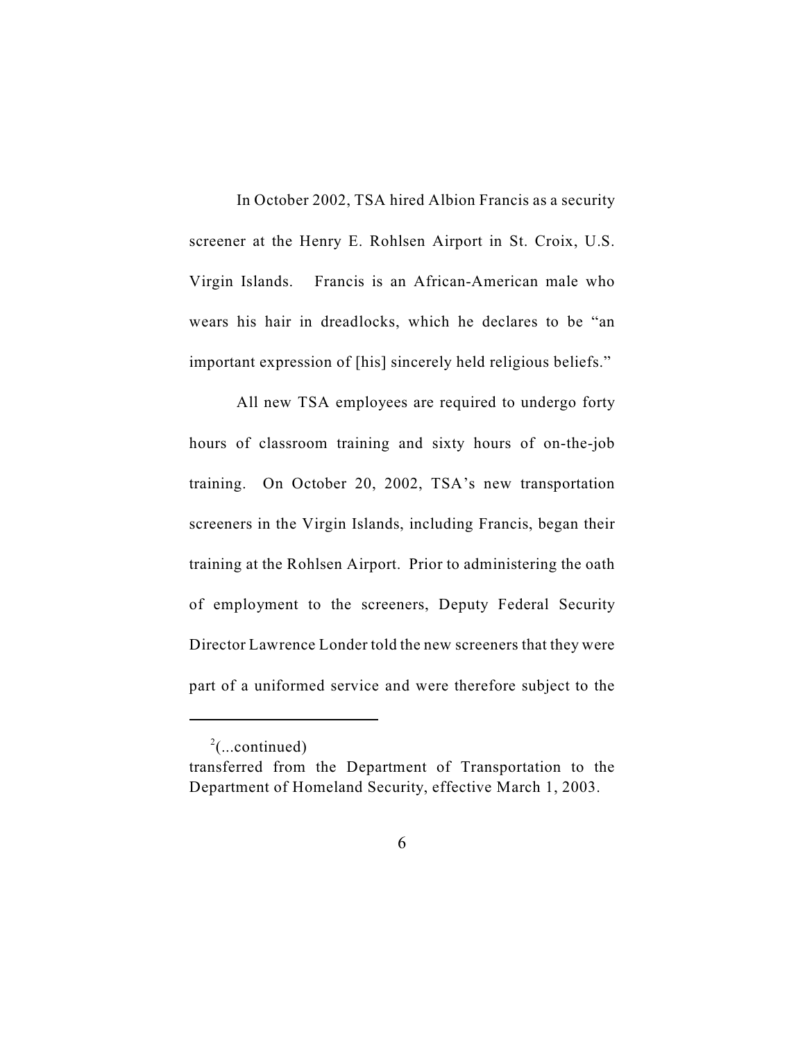In October 2002, TSA hired Albion Francis as a security screener at the Henry E. Rohlsen Airport in St. Croix, U.S. Virgin Islands. Francis is an African-American male who wears his hair in dreadlocks, which he declares to be "an important expression of [his] sincerely held religious beliefs."

All new TSA employees are required to undergo forty hours of classroom training and sixty hours of on-the-job training. On October 20, 2002, TSA's new transportation screeners in the Virgin Islands, including Francis, began their training at the Rohlsen Airport. Prior to administering the oath of employment to the screeners, Deputy Federal Security Director Lawrence Londer told the new screeners that they were part of a uniformed service and were therefore subject to the

---

[2](...continued)
transferred from the Department of Transportation to the Department of Homeland Security, effective March 1, 2003.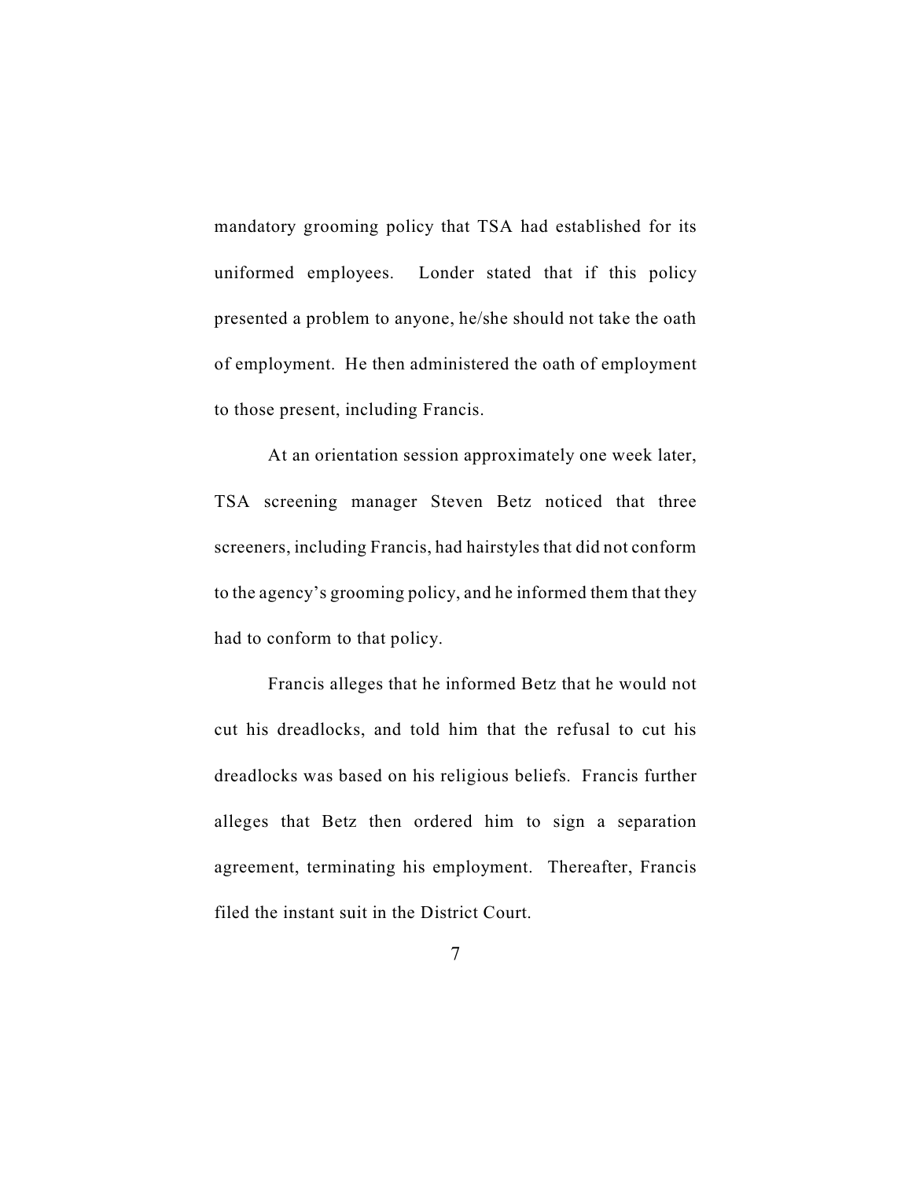mandatory grooming policy that TSA had established for its uniformed employees. Londer stated that if this policy presented a problem to anyone, he/she should not take the oath of employment. He then administered the oath of employment to those present, including Francis.

At an orientation session approximately one week later, TSA screening manager Steven Betz noticed that three screeners, including Francis, had hairstyles that did not conform to the agency's grooming policy, and he informed them that they had to conform to that policy.

Francis alleges that he informed Betz that he would not cut his dreadlocks, and told him that the refusal to cut his dreadlocks was based on his religious beliefs. Francis further alleges that Betz then ordered him to sign a separation agreement, terminating his employment. Thereafter, Francis filed the instant suit in the District Court.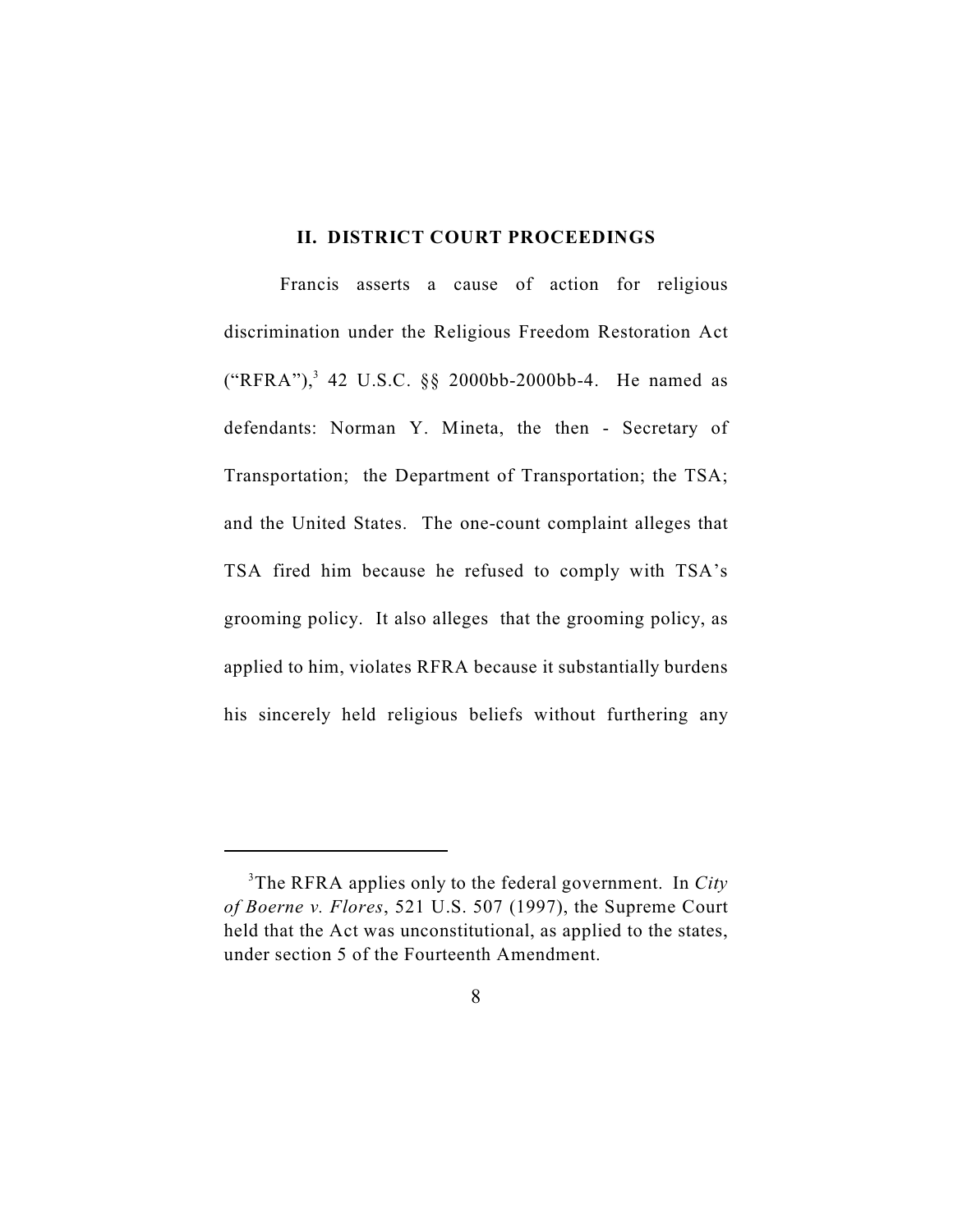## II. DISTRICT COURT PROCEEDINGS

Francis asserts a cause of action for religious discrimination under the Religious Freedom Restoration Act ("RFRA"),[3] 42 U.S.C. §§ 2000bb-2000bb-4. He named as defendants: Norman Y. Mineta, the then - Secretary of Transportation; the Department of Transportation; the TSA; and the United States. The one-count complaint alleges that TSA fired him because he refused to comply with TSA's grooming policy. It also alleges that the grooming policy, as applied to him, violates RFRA because it substantially burdens his sincerely held religious beliefs without furthering any

---

[3] The RFRA applies only to the federal government. In *City of Boerne v. Flores*, 521 U.S. 507 (1997), the Supreme Court held that the Act was unconstitutional, as applied to the states, under section 5 of the Fourteenth Amendment.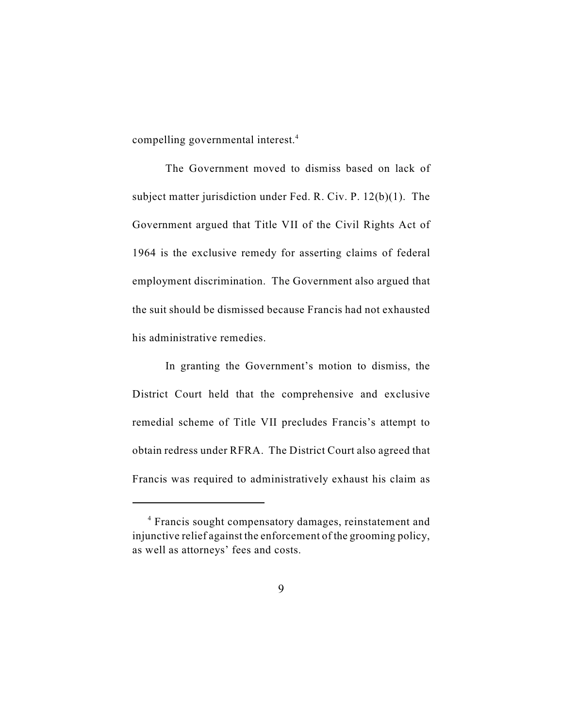compelling governmental interest.[4]

The Government moved to dismiss based on lack of subject matter jurisdiction under Fed. R. Civ. P. 12(b)(1). The Government argued that Title VII of the Civil Rights Act of 1964 is the exclusive remedy for asserting claims of federal employment discrimination. The Government also argued that the suit should be dismissed because Francis had not exhausted his administrative remedies.

In granting the Government's motion to dismiss, the District Court held that the comprehensive and exclusive remedial scheme of Title VII precludes Francis's attempt to obtain redress under RFRA. The District Court also agreed that Francis was required to administratively exhaust his claim as

---

[4] Francis sought compensatory damages, reinstatement and injunctive relief against the enforcement of the grooming policy, as well as attorneys' fees and costs.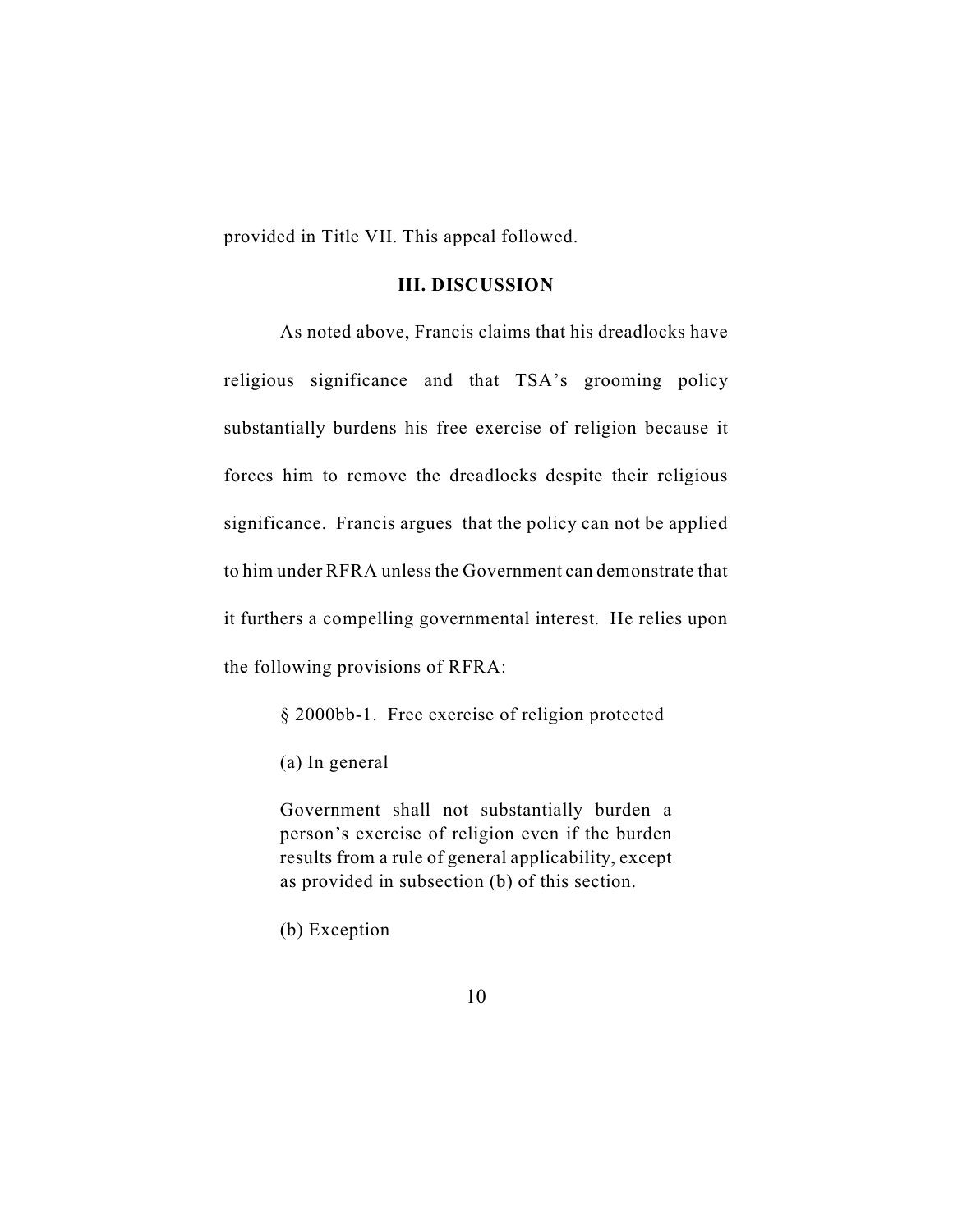provided in Title VII. This appeal followed.

### III. DISCUSSION

As noted above, Francis claims that his dreadlocks have religious significance and that TSA's grooming policy substantially burdens his free exercise of religion because it forces him to remove the dreadlocks despite their religious significance. Francis argues that the policy can not be applied to him under RFRA unless the Government can demonstrate that it furthers a compelling governmental interest. He relies upon the following provisions of RFRA:

> § 2000bb-1. Free exercise of religion protected
>
> (a) In general
>
> Government shall not substantially burden a person's exercise of religion even if the burden results from a rule of general applicability, except as provided in subsection (b) of this section.
>
> (b) Exception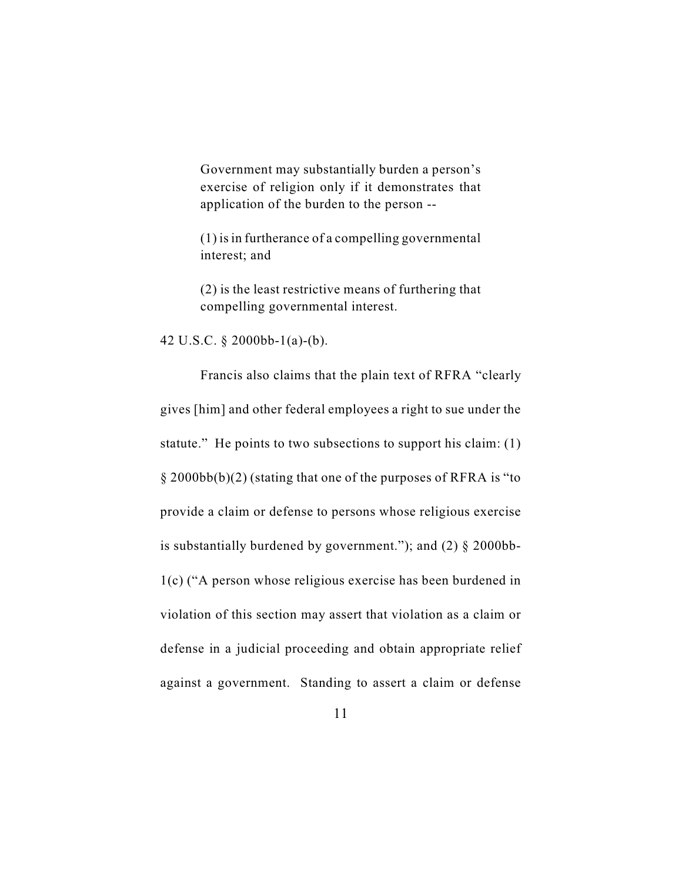> Government may substantially burden a person's exercise of religion only if it demonstrates that application of the burden to the person --
>
> (1) is in furtherance of a compelling governmental interest; and
>
> (2) is the least restrictive means of furthering that compelling governmental interest.

42 U.S.C. § 2000bb-1(a)-(b).

Francis also claims that the plain text of RFRA "clearly gives [him] and other federal employees a right to sue under the statute." He points to two subsections to support his claim: (1) § 2000bb(b)(2) (stating that one of the purposes of RFRA is "to provide a claim or defense to persons whose religious exercise is substantially burdened by government."); and (2) § 2000bb-1(c) ("A person whose religious exercise has been burdened in violation of this section may assert that violation as a claim or defense in a judicial proceeding and obtain appropriate relief against a government. Standing to assert a claim or defense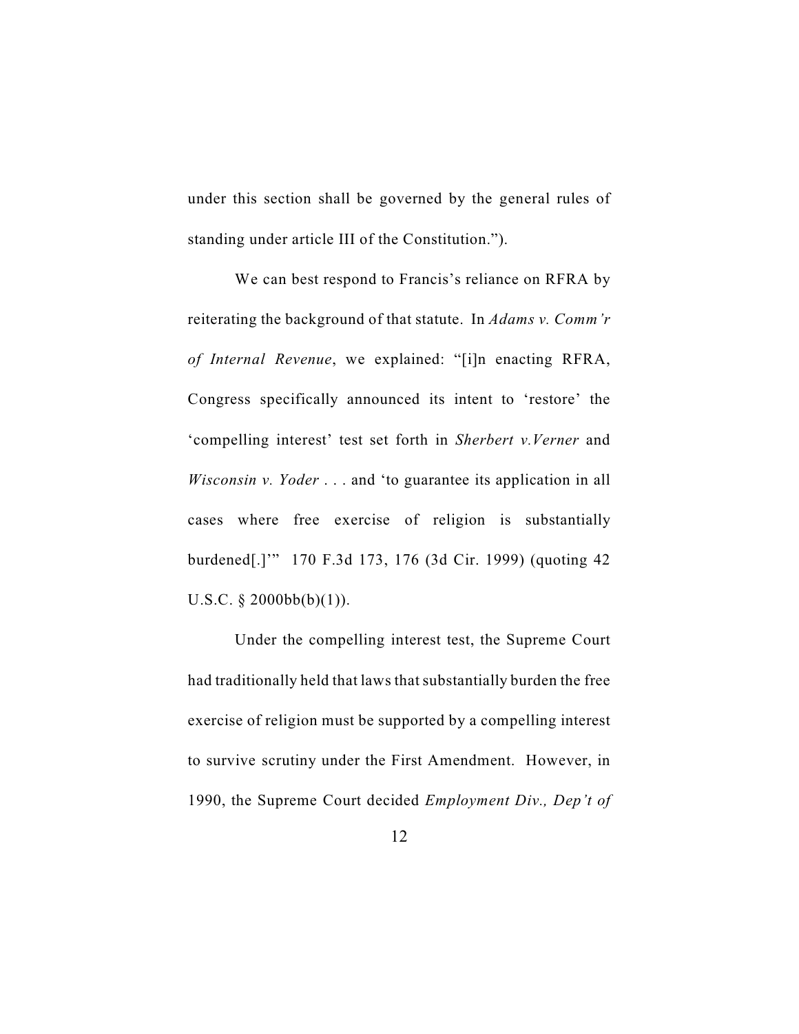under this section shall be governed by the general rules of standing under article III of the Constitution.").

We can best respond to Francis's reliance on RFRA by reiterating the background of that statute. In *Adams v. Comm'r of Internal Revenue*, we explained: "[i]n enacting RFRA, Congress specifically announced its intent to 'restore' the 'compelling interest' test set forth in *Sherbert v.Verner* and *Wisconsin v. Yoder* . . . and 'to guarantee its application in all cases where free exercise of religion is substantially burdened[.]'" 170 F.3d 173, 176 (3d Cir. 1999) (quoting 42 U.S.C. § 2000bb(b)(1)).

Under the compelling interest test, the Supreme Court had traditionally held that laws that substantially burden the free exercise of religion must be supported by a compelling interest to survive scrutiny under the First Amendment. However, in 1990, the Supreme Court decided *Employment Div., Dep't of*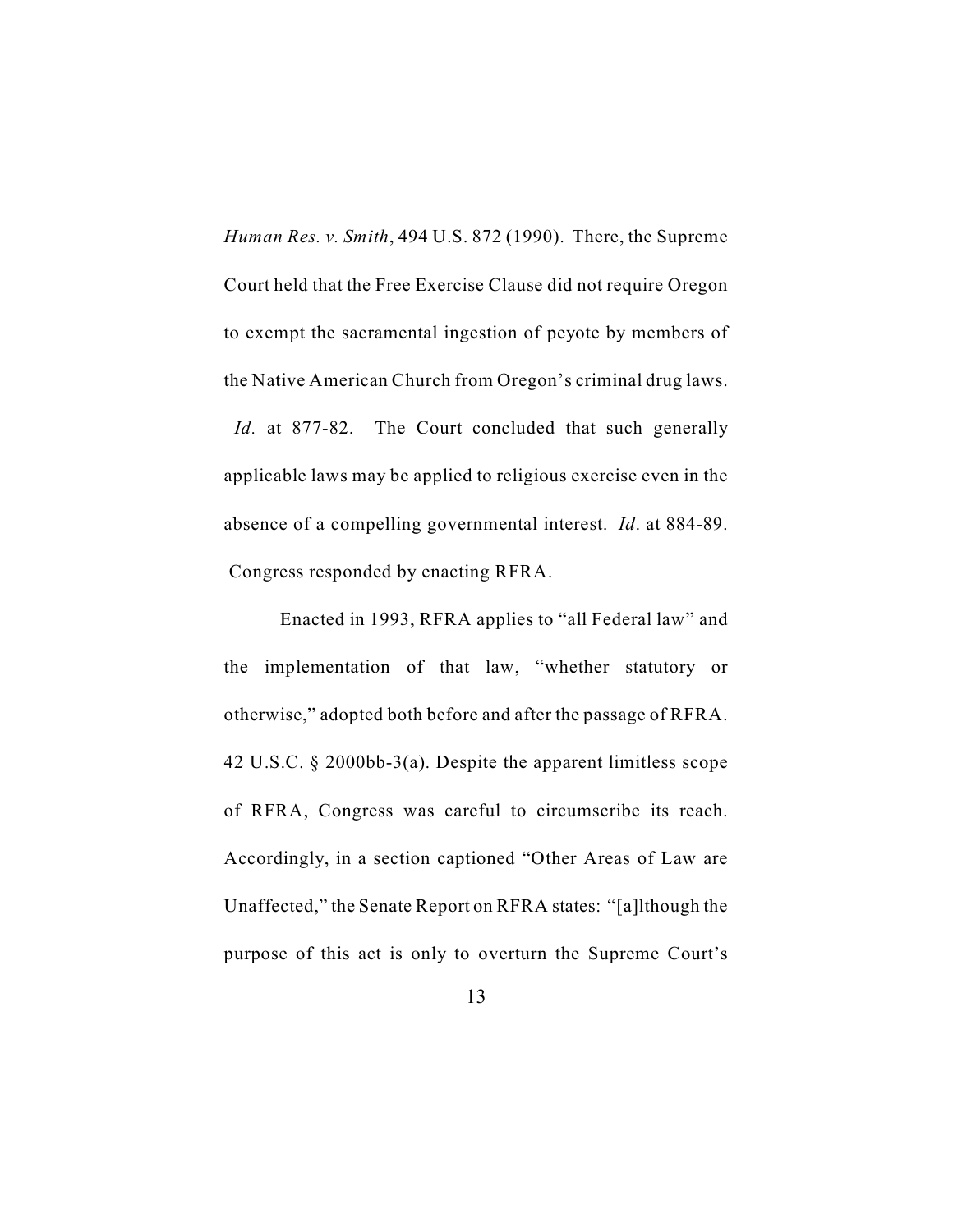*Human Res. v. Smith*, 494 U.S. 872 (1990). There, the Supreme Court held that the Free Exercise Clause did not require Oregon to exempt the sacramental ingestion of peyote by members of the Native American Church from Oregon's criminal drug laws. *Id.* at 877-82. The Court concluded that such generally applicable laws may be applied to religious exercise even in the absence of a compelling governmental interest. *Id*. at 884-89. Congress responded by enacting RFRA.

Enacted in 1993, RFRA applies to "all Federal law" and the implementation of that law, "whether statutory or otherwise," adopted both before and after the passage of RFRA. 42 U.S.C. § 2000bb-3(a). Despite the apparent limitless scope of RFRA, Congress was careful to circumscribe its reach. Accordingly, in a section captioned "Other Areas of Law are Unaffected," the Senate Report on RFRA states: "[a]lthough the purpose of this act is only to overturn the Supreme Court's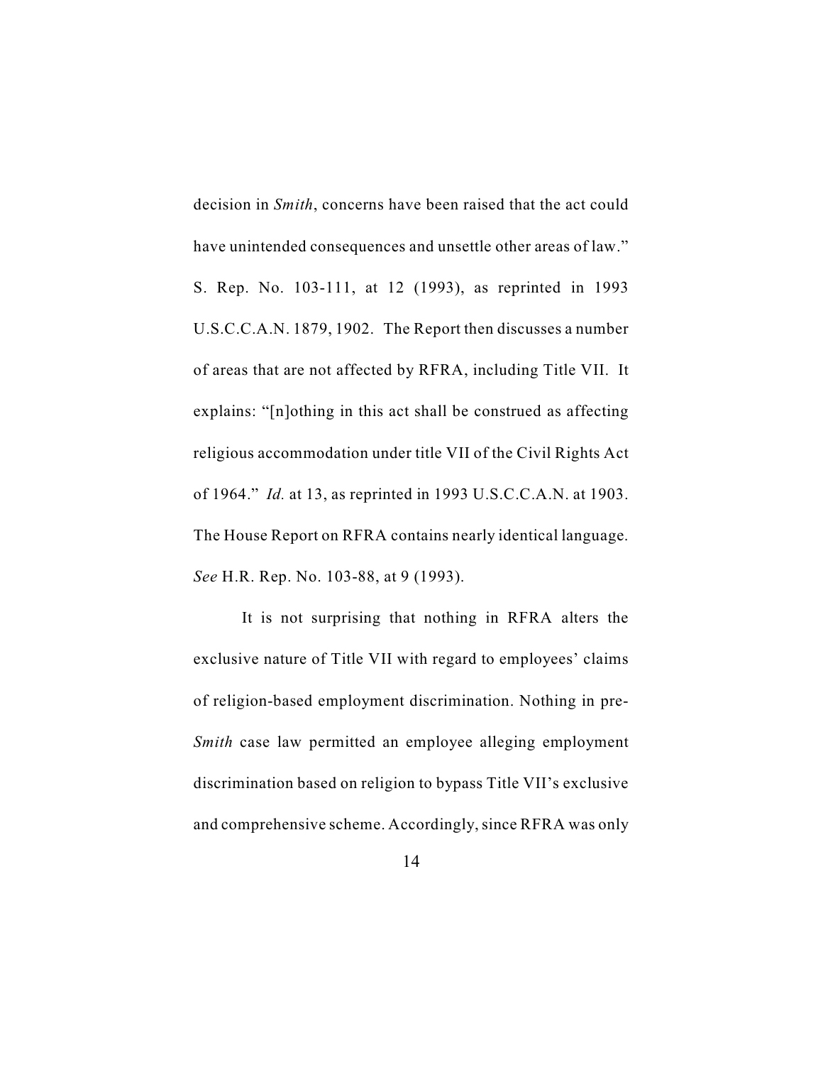decision in *Smith*, concerns have been raised that the act could have unintended consequences and unsettle other areas of law." S. Rep. No. 103-111, at 12 (1993), as reprinted in 1993 U.S.C.C.A.N. 1879, 1902. The Report then discusses a number of areas that are not affected by RFRA, including Title VII. It explains: "[n]othing in this act shall be construed as affecting religious accommodation under title VII of the Civil Rights Act of 1964." *Id.* at 13, as reprinted in 1993 U.S.C.C.A.N. at 1903. The House Report on RFRA contains nearly identical language. *See* H.R. Rep. No. 103-88, at 9 (1993).

It is not surprising that nothing in RFRA alters the exclusive nature of Title VII with regard to employees' claims of religion-based employment discrimination. Nothing in pre-*Smith* case law permitted an employee alleging employment discrimination based on religion to bypass Title VII's exclusive and comprehensive scheme. Accordingly, since RFRA was only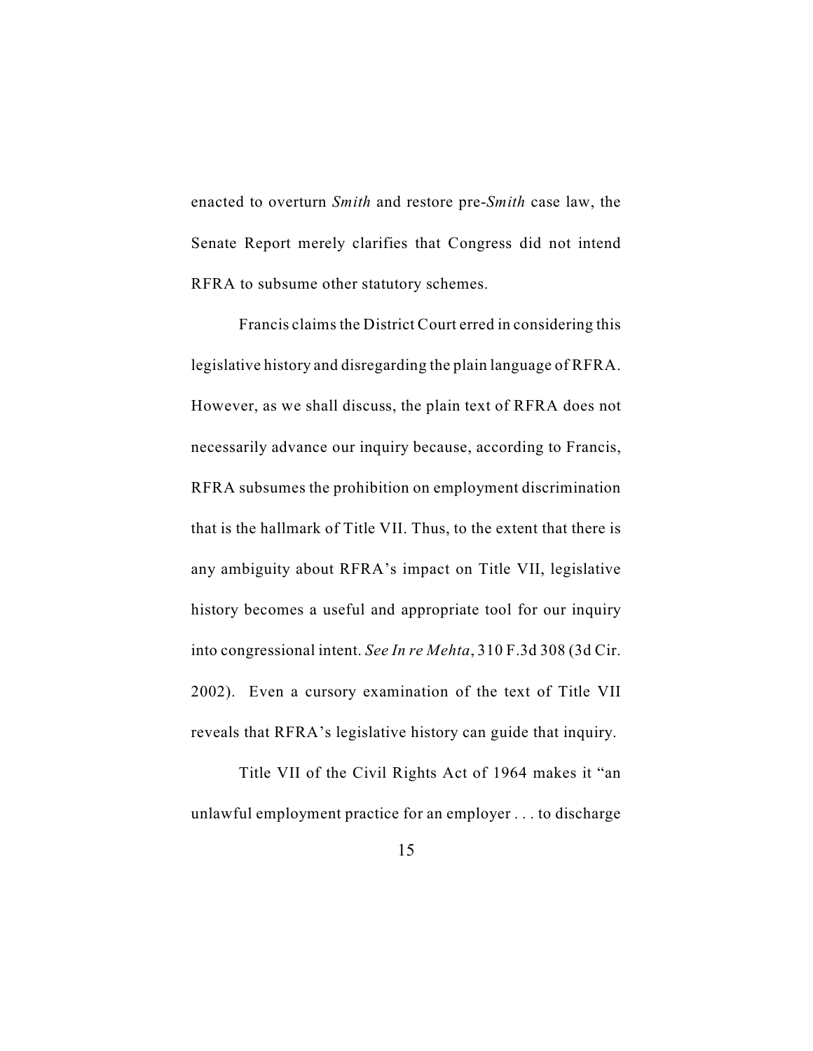enacted to overturn *Smith* and restore pre-*Smith* case law, the Senate Report merely clarifies that Congress did not intend RFRA to subsume other statutory schemes.

Francis claims the District Court erred in considering this legislative history and disregarding the plain language of RFRA. However, as we shall discuss, the plain text of RFRA does not necessarily advance our inquiry because, according to Francis, RFRA subsumes the prohibition on employment discrimination that is the hallmark of Title VII. Thus, to the extent that there is any ambiguity about RFRA's impact on Title VII, legislative history becomes a useful and appropriate tool for our inquiry into congressional intent. *See In re Mehta*, 310 F.3d 308 (3d Cir. 2002). Even a cursory examination of the text of Title VII reveals that RFRA's legislative history can guide that inquiry.

Title VII of the Civil Rights Act of 1964 makes it "an unlawful employment practice for an employer . . . to discharge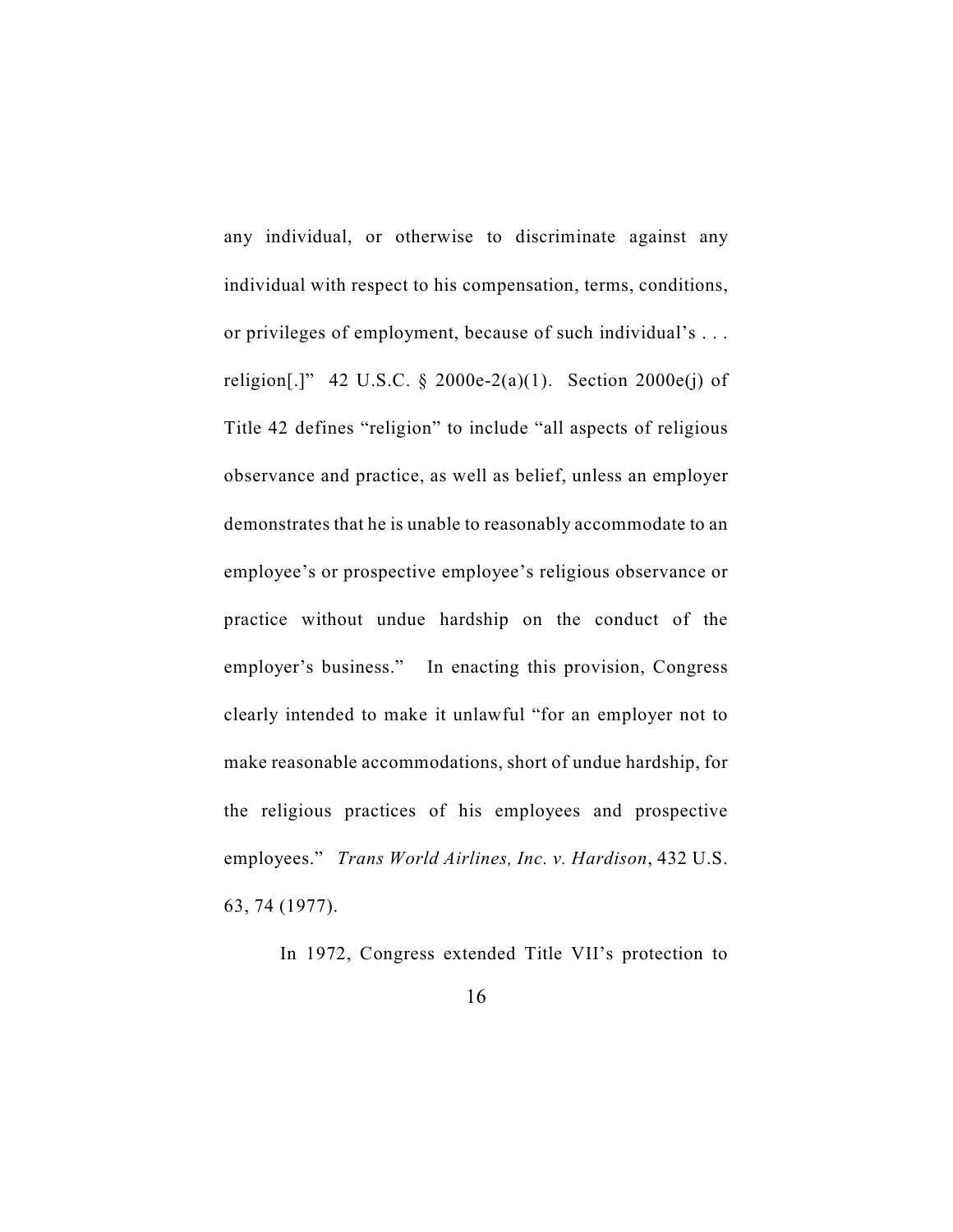any individual, or otherwise to discriminate against any individual with respect to his compensation, terms, conditions, or privileges of employment, because of such individual's . . . religion[.]" 42 U.S.C. § 2000e-2(a)(1). Section 2000e(j) of Title 42 defines "religion" to include "all aspects of religious observance and practice, as well as belief, unless an employer demonstrates that he is unable to reasonably accommodate to an employee's or prospective employee's religious observance or practice without undue hardship on the conduct of the employer's business." In enacting this provision, Congress clearly intended to make it unlawful "for an employer not to make reasonable accommodations, short of undue hardship, for the religious practices of his employees and prospective employees." *Trans World Airlines, Inc. v. Hardison*, 432 U.S. 63, 74 (1977).

In 1972, Congress extended Title VII's protection to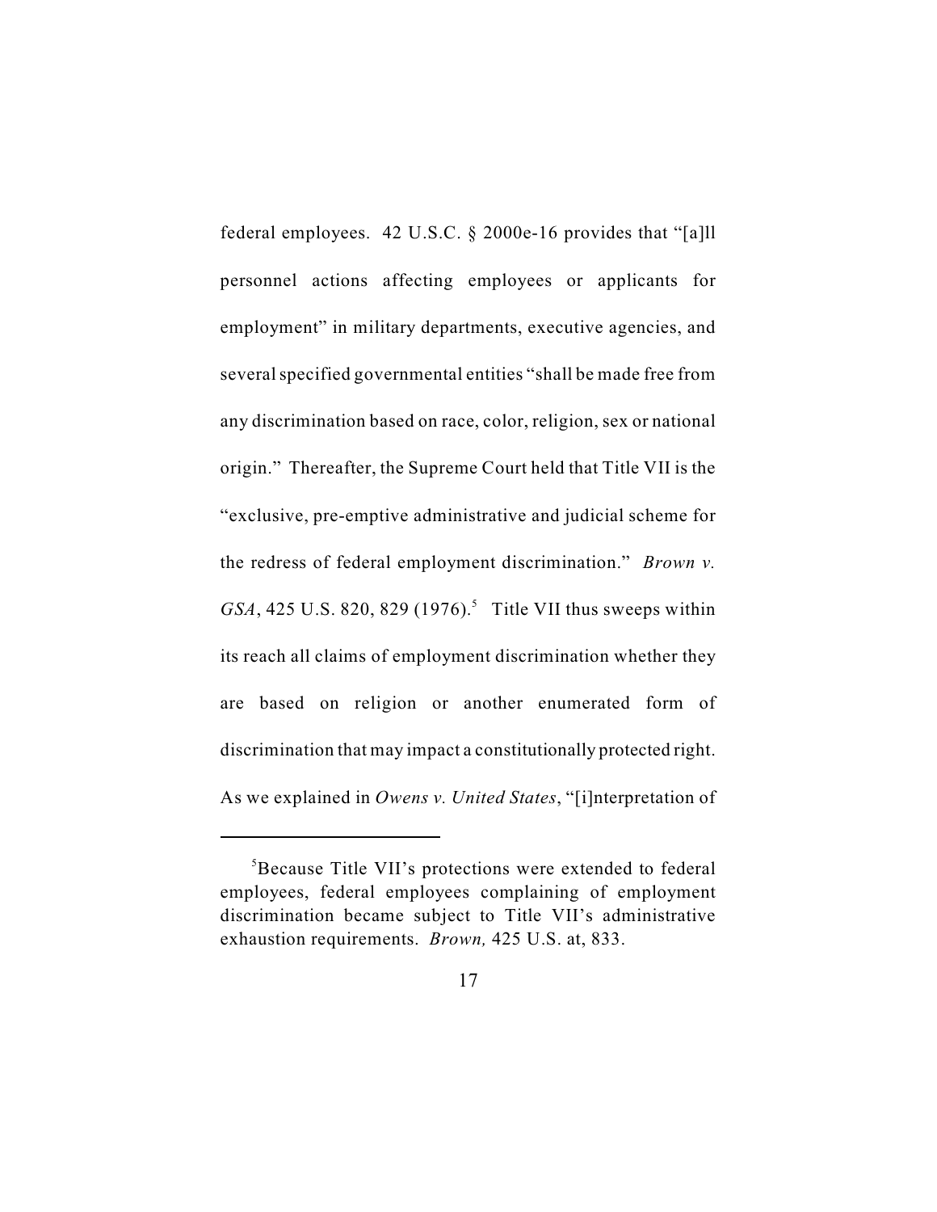federal employees. 42 U.S.C. § 2000e-16 provides that "[a]ll personnel actions affecting employees or applicants for employment" in military departments, executive agencies, and several specified governmental entities "shall be made free from any discrimination based on race, color, religion, sex or national origin." Thereafter, the Supreme Court held that Title VII is the "exclusive, pre-emptive administrative and judicial scheme for the redress of federal employment discrimination." *Brown v. GSA*, 425 U.S. 820, 829 (1976).[5] Title VII thus sweeps within its reach all claims of employment discrimination whether they are based on religion or another enumerated form of discrimination that may impact a constitutionally protected right. As we explained in *Owens v. United States*, "[i]nterpretation of

---

[5]Because Title VII's protections were extended to federal employees, federal employees complaining of employment discrimination became subject to Title VII's administrative exhaustion requirements. *Brown,* 425 U.S. at, 833.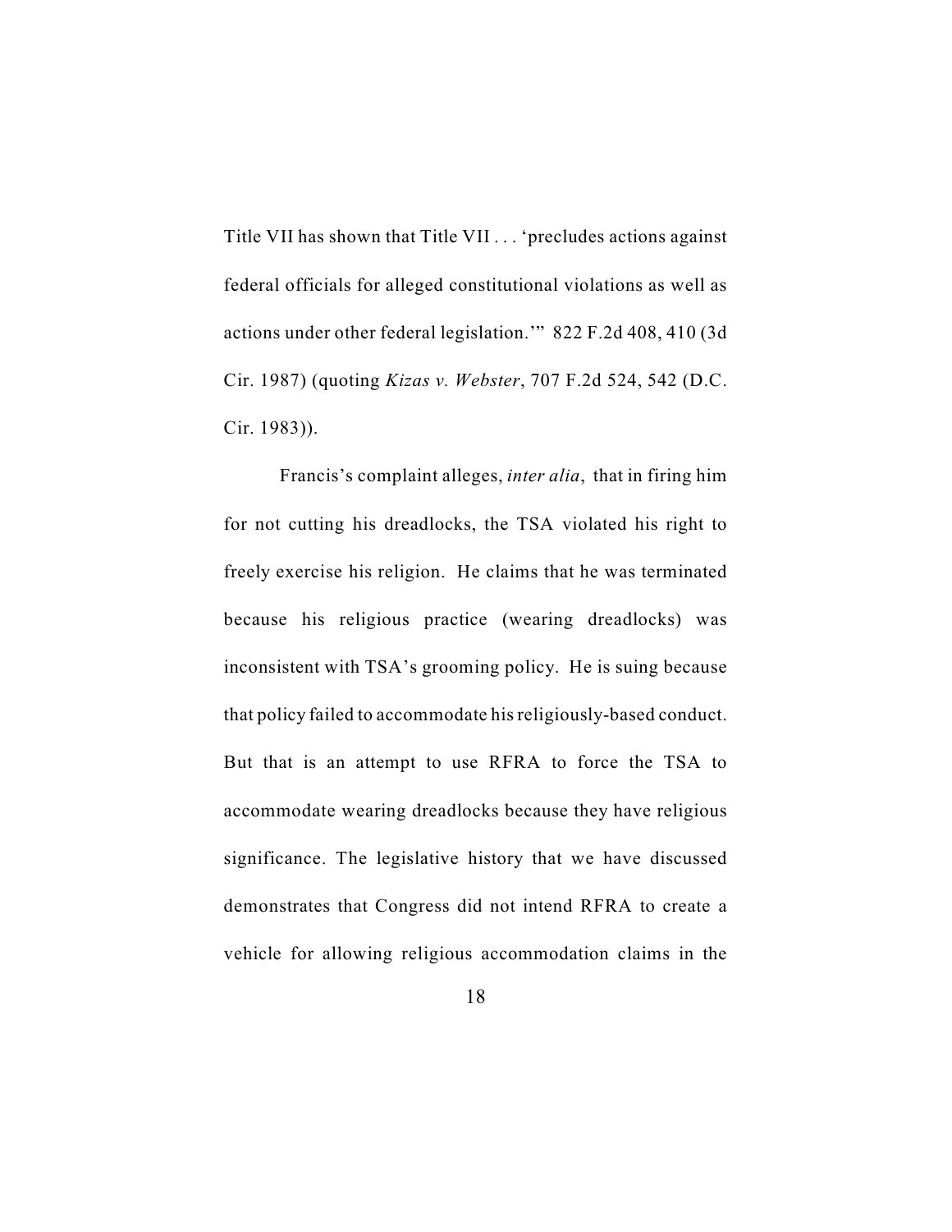Title VII has shown that Title VII . . . 'precludes actions against federal officials for alleged constitutional violations as well as actions under other federal legislation.'" 822 F.2d 408, 410 (3d Cir. 1987) (quoting *Kizas v. Webster*, 707 F.2d 524, 542 (D.C. Cir. 1983)).

Francis's complaint alleges, *inter alia*, that in firing him for not cutting his dreadlocks, the TSA violated his right to freely exercise his religion. He claims that he was terminated because his religious practice (wearing dreadlocks) was inconsistent with TSA's grooming policy. He is suing because that policy failed to accommodate his religiously-based conduct. But that is an attempt to use RFRA to force the TSA to accommodate wearing dreadlocks because they have religious significance. The legislative history that we have discussed demonstrates that Congress did not intend RFRA to create a vehicle for allowing religious accommodation claims in the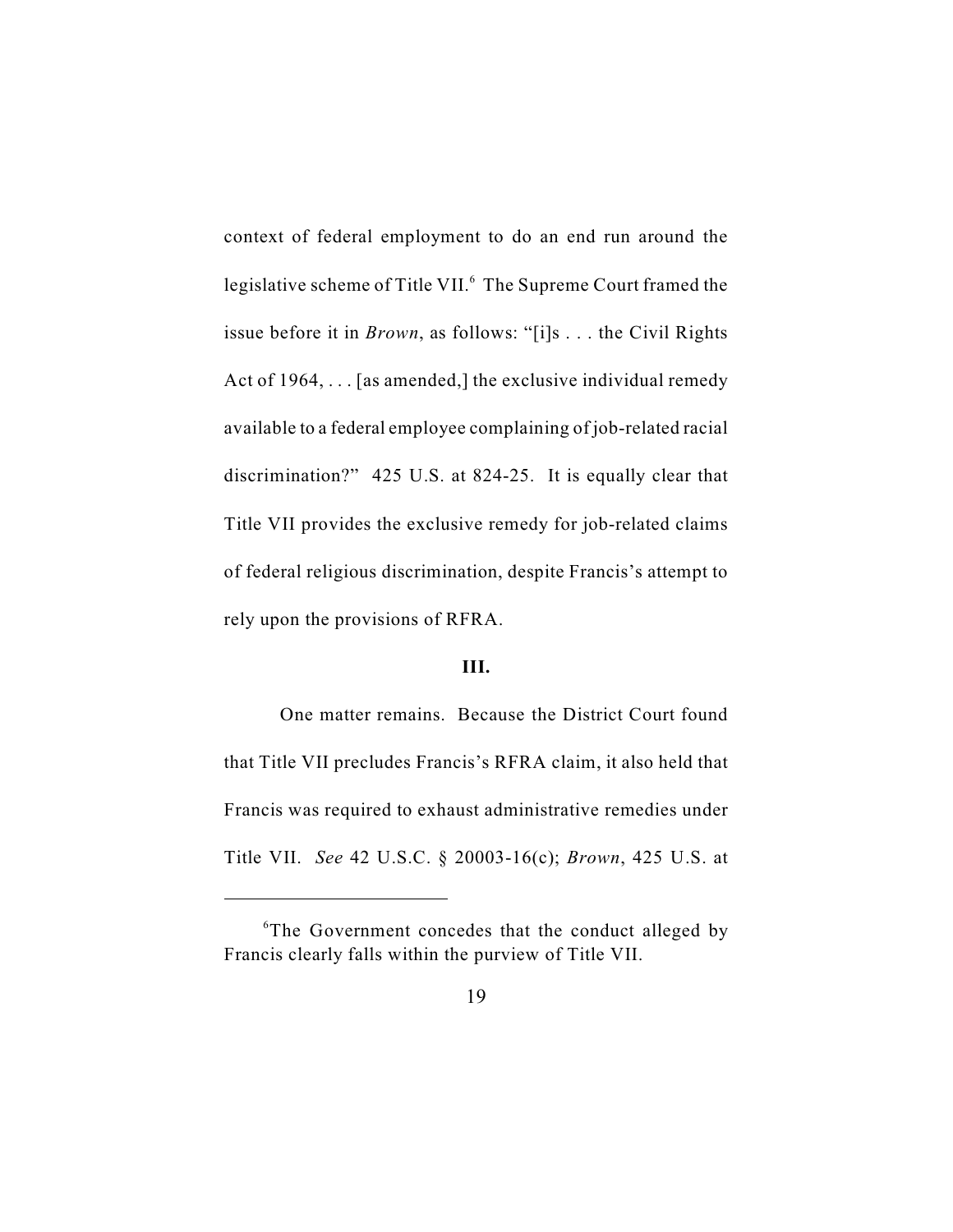context of federal employment to do an end run around the legislative scheme of Title VII.[6] The Supreme Court framed the issue before it in *Brown*, as follows: "[i]s . . . the Civil Rights Act of 1964, . . . [as amended,] the exclusive individual remedy available to a federal employee complaining of job-related racial discrimination?" 425 U.S. at 824-25. It is equally clear that Title VII provides the exclusive remedy for job-related claims of federal religious discrimination, despite Francis's attempt to rely upon the provisions of RFRA.

**III.**

One matter remains. Because the District Court found that Title VII precludes Francis's RFRA claim, it also held that Francis was required to exhaust administrative remedies under Title VII. *See* 42 U.S.C. § 20003-16(c); *Brown*, 425 U.S. at

---

[6]The Government concedes that the conduct alleged by Francis clearly falls within the purview of Title VII.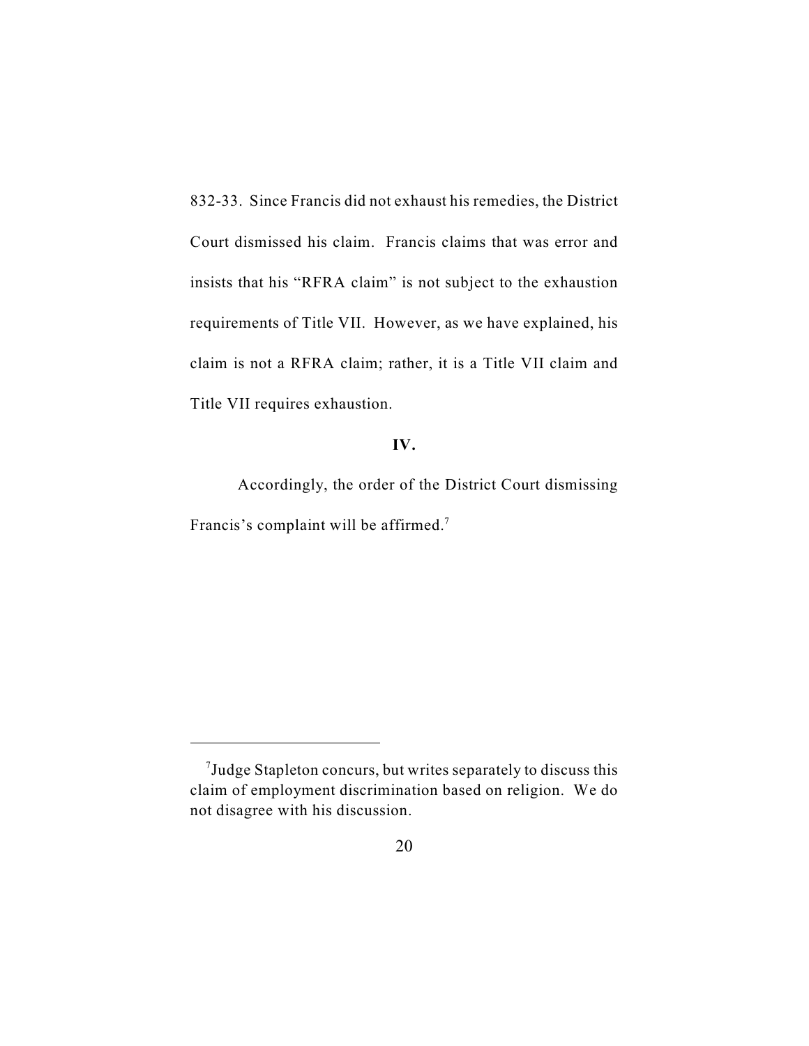832-33. Since Francis did not exhaust his remedies, the District Court dismissed his claim. Francis claims that was error and insists that his "RFRA claim" is not subject to the exhaustion requirements of Title VII. However, as we have explained, his claim is not a RFRA claim; rather, it is a Title VII claim and Title VII requires exhaustion.

**IV.**

Accordingly, the order of the District Court dismissing Francis's complaint will be affirmed.[7]

---

[7] Judge Stapleton concurs, but writes separately to discuss this claim of employment discrimination based on religion. We do not disagree with his discussion.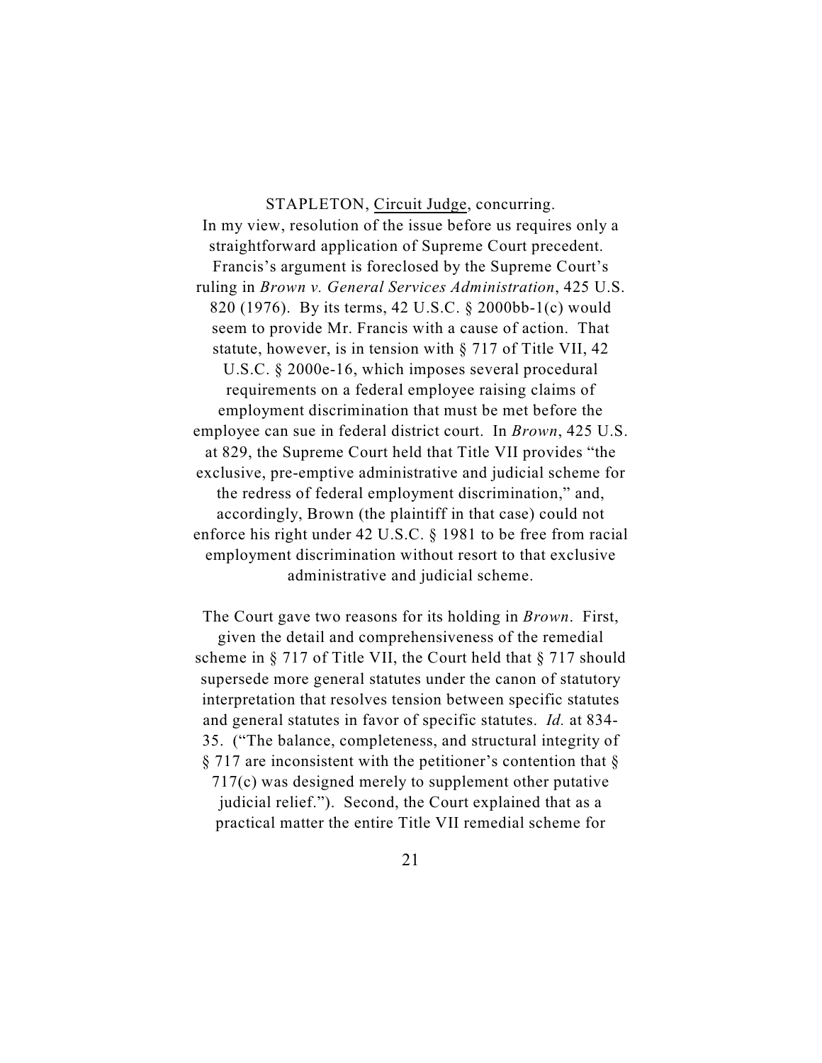STAPLETON, <u>Circuit Judge</u>, concurring.

In my view, resolution of the issue before us requires only a straightforward application of Supreme Court precedent. Francis's argument is foreclosed by the Supreme Court's ruling in *Brown v. General Services Administration*, 425 U.S. 820 (1976). By its terms, 42 U.S.C. § 2000bb-1(c) would seem to provide Mr. Francis with a cause of action. That statute, however, is in tension with § 717 of Title VII, 42 U.S.C. § 2000e-16, which imposes several procedural requirements on a federal employee raising claims of employment discrimination that must be met before the employee can sue in federal district court. In *Brown*, 425 U.S. at 829, the Supreme Court held that Title VII provides "the exclusive, pre-emptive administrative and judicial scheme for the redress of federal employment discrimination," and, accordingly, Brown (the plaintiff in that case) could not enforce his right under 42 U.S.C. § 1981 to be free from racial employment discrimination without resort to that exclusive administrative and judicial scheme.

The Court gave two reasons for its holding in *Brown*. First, given the detail and comprehensiveness of the remedial scheme in § 717 of Title VII, the Court held that § 717 should supersede more general statutes under the canon of statutory interpretation that resolves tension between specific statutes and general statutes in favor of specific statutes. *Id.* at 834-35. ("The balance, completeness, and structural integrity of § 717 are inconsistent with the petitioner's contention that § 717(c) was designed merely to supplement other putative judicial relief."). Second, the Court explained that as a practical matter the entire Title VII remedial scheme for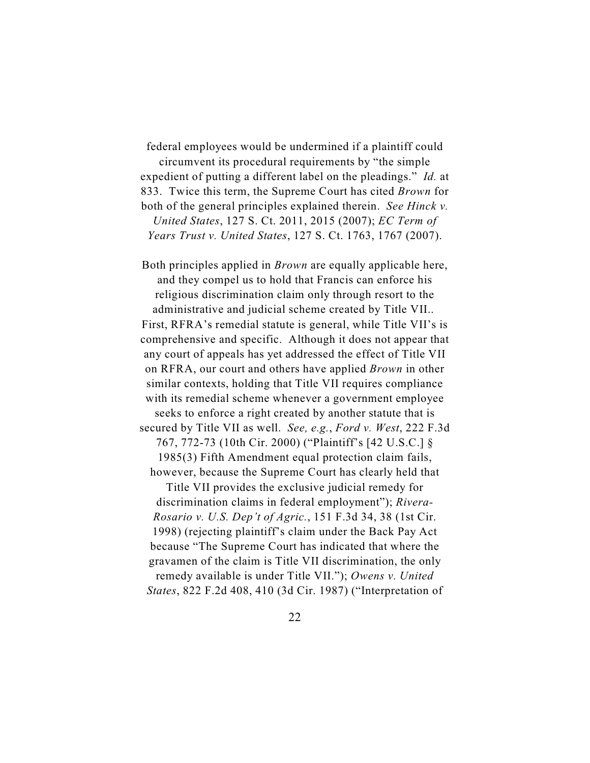federal employees would be undermined if a plaintiff could circumvent its procedural requirements by "the simple expedient of putting a different label on the pleadings." *Id.* at 833. Twice this term, the Supreme Court has cited *Brown* for both of the general principles explained therein. *See Hinck v. United States*, 127 S. Ct. 2011, 2015 (2007); *EC Term of Years Trust v. United States*, 127 S. Ct. 1763, 1767 (2007).

Both principles applied in *Brown* are equally applicable here, and they compel us to hold that Francis can enforce his religious discrimination claim only through resort to the administrative and judicial scheme created by Title VII.. First, RFRA's remedial statute is general, while Title VII's is comprehensive and specific. Although it does not appear that any court of appeals has yet addressed the effect of Title VII on RFRA, our court and others have applied *Brown* in other similar contexts, holding that Title VII requires compliance with its remedial scheme whenever a government employee seeks to enforce a right created by another statute that is secured by Title VII as well. *See, e.g.*, *Ford v. West*, 222 F.3d 767, 772-73 (10th Cir. 2000) ("Plaintiff's [42 U.S.C.] § 1985(3) Fifth Amendment equal protection claim fails, however, because the Supreme Court has clearly held that Title VII provides the exclusive judicial remedy for discrimination claims in federal employment"); *Rivera-Rosario v. U.S. Dep't of Agric.*, 151 F.3d 34, 38 (1st Cir. 1998) (rejecting plaintiff's claim under the Back Pay Act because "The Supreme Court has indicated that where the gravamen of the claim is Title VII discrimination, the only remedy available is under Title VII."); *Owens v. United States*, 822 F.2d 408, 410 (3d Cir. 1987) ("Interpretation of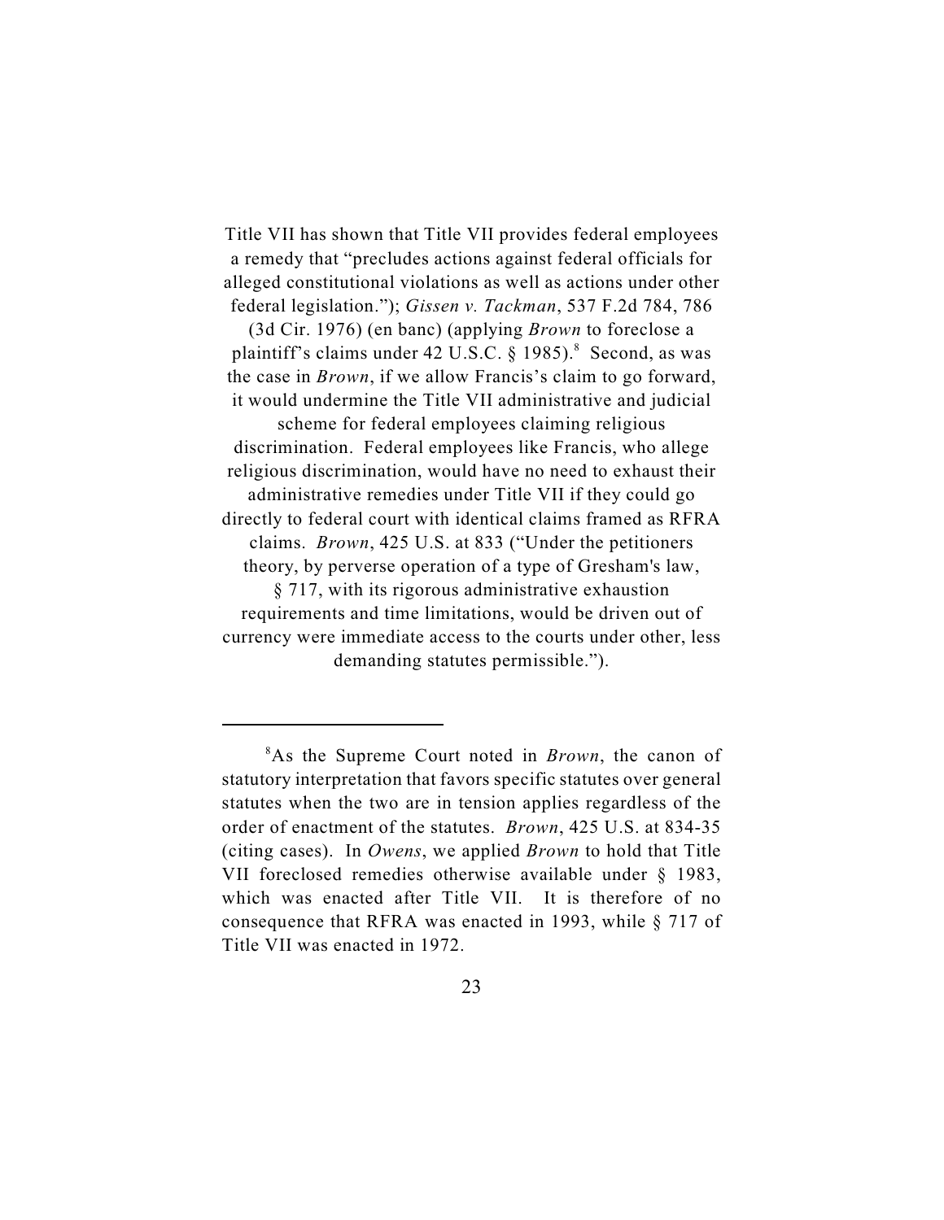Title VII has shown that Title VII provides federal employees a remedy that "precludes actions against federal officials for alleged constitutional violations as well as actions under other federal legislation."); *Gissen v. Tackman*, 537 F.2d 784, 786 (3d Cir. 1976) (en banc) (applying *Brown* to foreclose a plaintiff's claims under 42 U.S.C. § 1985).[8] Second, as was the case in *Brown*, if we allow Francis's claim to go forward, it would undermine the Title VII administrative and judicial scheme for federal employees claiming religious discrimination. Federal employees like Francis, who allege religious discrimination, would have no need to exhaust their administrative remedies under Title VII if they could go directly to federal court with identical claims framed as RFRA claims. *Brown*, 425 U.S. at 833 ("Under the petitioners theory, by perverse operation of a type of Gresham's law, § 717, with its rigorous administrative exhaustion requirements and time limitations, would be driven out of currency were immediate access to the courts under other, less demanding statutes permissible.").

---

[8]As the Supreme Court noted in *Brown*, the canon of statutory interpretation that favors specific statutes over general statutes when the two are in tension applies regardless of the order of enactment of the statutes. *Brown*, 425 U.S. at 834-35 (citing cases). In *Owens*, we applied *Brown* to hold that Title VII foreclosed remedies otherwise available under § 1983, which was enacted after Title VII. It is therefore of no consequence that RFRA was enacted in 1993, while § 717 of Title VII was enacted in 1972.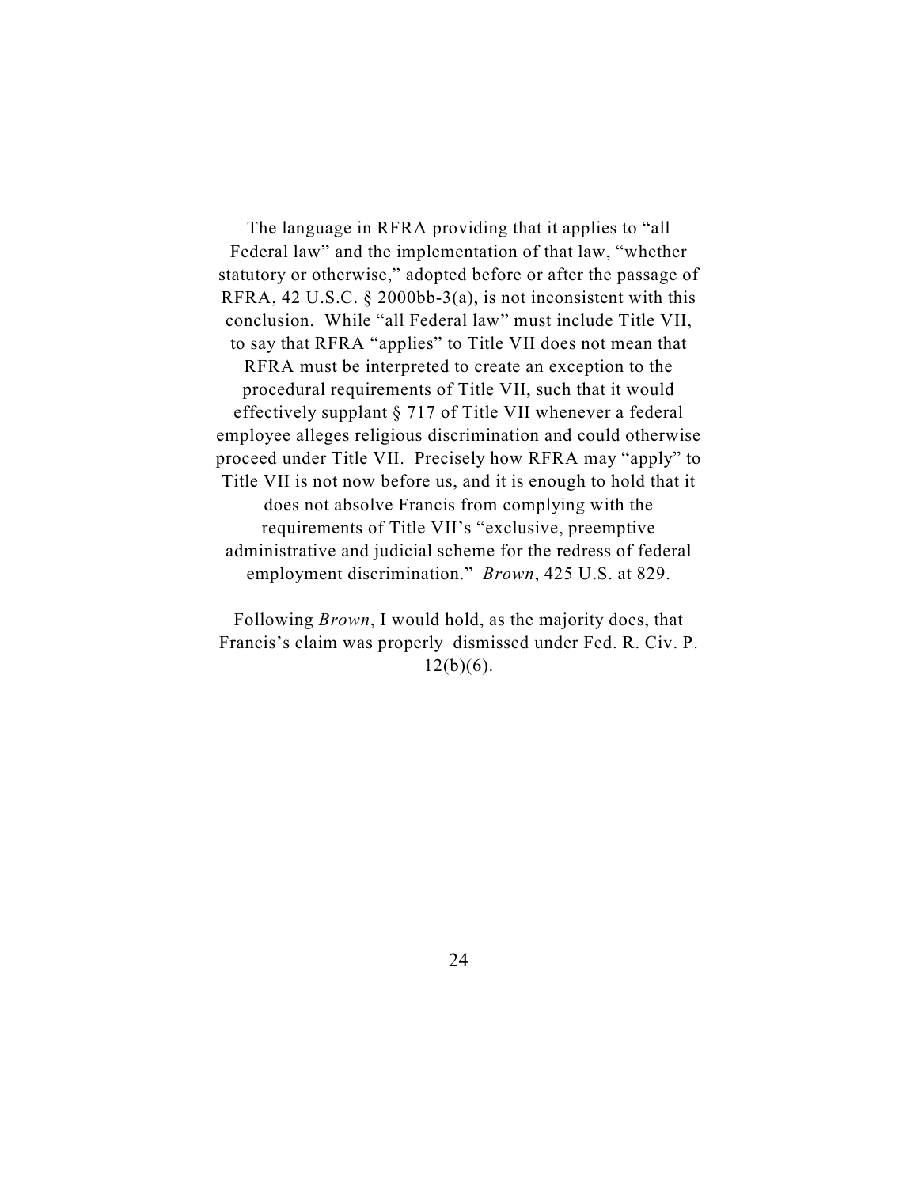The language in RFRA providing that it applies to "all Federal law" and the implementation of that law, "whether statutory or otherwise," adopted before or after the passage of RFRA, 42 U.S.C. § 2000bb-3(a), is not inconsistent with this conclusion. While "all Federal law" must include Title VII, to say that RFRA "applies" to Title VII does not mean that RFRA must be interpreted to create an exception to the procedural requirements of Title VII, such that it would effectively supplant § 717 of Title VII whenever a federal employee alleges religious discrimination and could otherwise proceed under Title VII. Precisely how RFRA may "apply" to Title VII is not now before us, and it is enough to hold that it does not absolve Francis from complying with the requirements of Title VII's "exclusive, preemptive administrative and judicial scheme for the redress of federal employment discrimination." *Brown*, 425 U.S. at 829.

Following *Brown*, I would hold, as the majority does, that Francis's claim was properly dismissed under Fed. R. Civ. P. 12(b)(6).